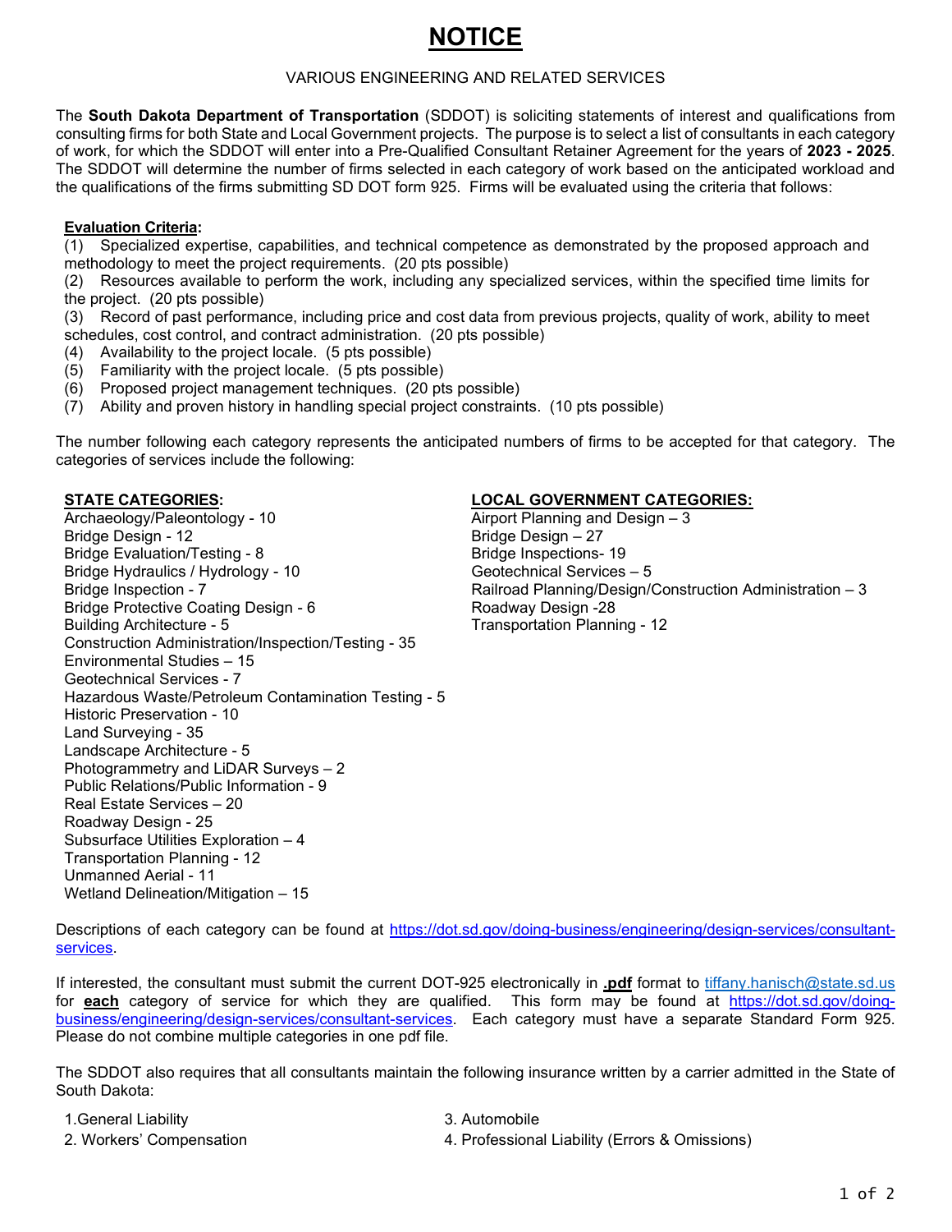# NOTICE

VARIOUS ENGINEERING AND RELATED SERVICES

The **South Dakota Department of Transportation** (SDDOT) is soliciting statements of interest and qualifications from consulting firms for both State and Local Government projects. The purpose is to select a list of consultants in each category of work, for which the SDDOT will enter into a Pre-Qualified Consultant Retainer Agreement for the years of **2023 - 2025**. The SDDOT will determine the number of firms selected in each category of work based on the anticipated workload and the qualifications of the firms submitting SD DOT form 925. Firms will be evaluated using the criteria that follows:

**Evaluation Criteria:**

(1) Specialized expertise, capabilities, and technical competence as demonstrated by the proposed approach and methodology to meet the project requirements. (20 pts possible)
(2) Resources available to perform the work, including any specialized services, within the specified time limits for the project. (20 pts possible)
(3) Record of past performance, including price and cost data from previous projects, quality of work, ability to meet schedules, cost control, and contract administration. (20 pts possible)
(4) Availability to the project locale. (5 pts possible)
(5) Familiarity with the project locale. (5 pts possible)
(6) Proposed project management techniques. (20 pts possible)
(7) Ability and proven history in handling special project constraints. (10 pts possible)

The number following each category represents the anticipated numbers of firms to be accepted for that category. The categories of services include the following:

**STATE CATEGORIES:**

Archaeology/Paleontology - 10
Bridge Design - 12
Bridge Evaluation/Testing - 8
Bridge Hydraulics / Hydrology - 10
Bridge Inspection - 7
Bridge Protective Coating Design - 6
Building Architecture - 5
Construction Administration/Inspection/Testing - 35
Environmental Studies – 15
Geotechnical Services - 7
Hazardous Waste/Petroleum Contamination Testing - 5
Historic Preservation - 10
Land Surveying - 35
Landscape Architecture - 5
Photogrammetry and LiDAR Surveys – 2
Public Relations/Public Information - 9
Real Estate Services – 20
Roadway Design - 25
Subsurface Utilities Exploration – 4
Transportation Planning - 12
Unmanned Aerial - 11
Wetland Delineation/Mitigation – 15

**LOCAL GOVERNMENT CATEGORIES:**

Airport Planning and Design – 3
Bridge Design – 27
Bridge Inspections- 19
Geotechnical Services – 5
Railroad Planning/Design/Construction Administration – 3
Roadway Design -28
Transportation Planning - 12

Descriptions of each category can be found at https://dot.sd.gov/doing-business/engineering/design-services/consultant-services.

If interested, the consultant must submit the current DOT-925 electronically in **.pdf** format to tiffany.hanisch@state.sd.us for **each** category of service for which they are qualified. This form may be found at https://dot.sd.gov/doing-business/engineering/design-services/consultant-services. Each category must have a separate Standard Form 925. Please do not combine multiple categories in one pdf file.

The SDDOT also requires that all consultants maintain the following insurance written by a carrier admitted in the State of South Dakota:

1. General Liability
2. Workers' Compensation
3. Automobile
4. Professional Liability (Errors & Omissions)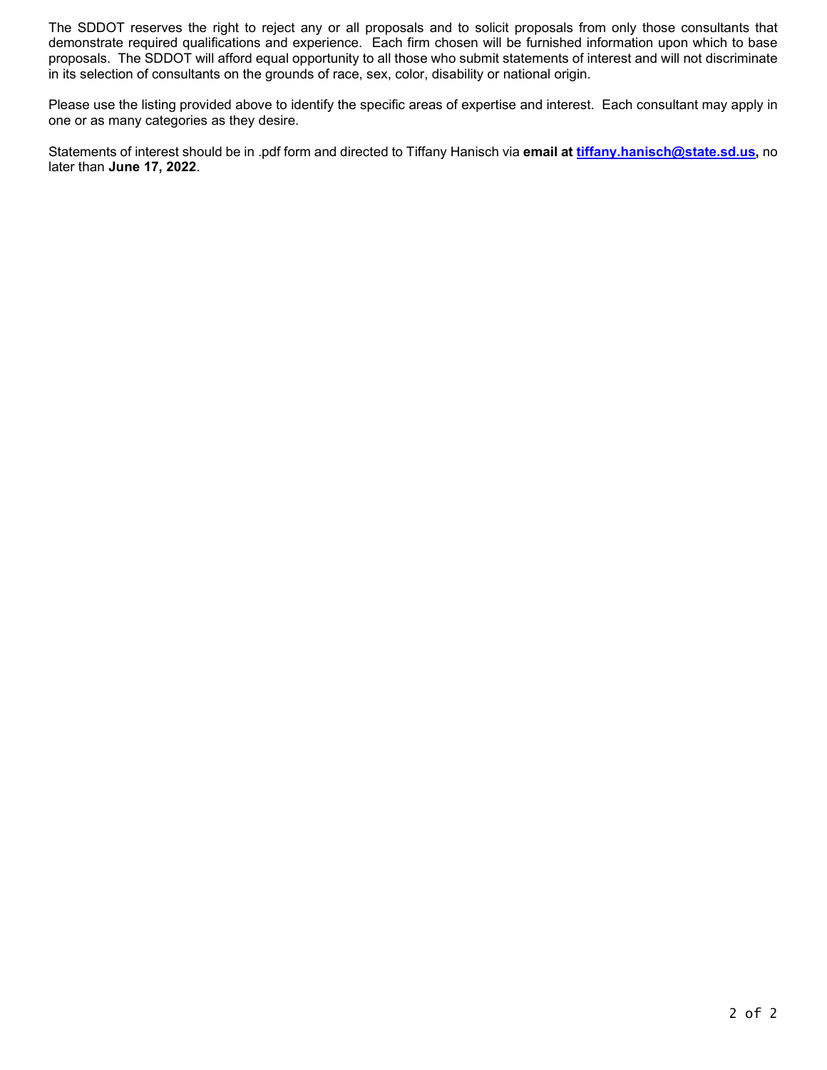The SDDOT reserves the right to reject any or all proposals and to solicit proposals from only those consultants that demonstrate required qualifications and experience. Each firm chosen will be furnished information upon which to base proposals. The SDDOT will afford equal opportunity to all those who submit statements of interest and will not discriminate in its selection of consultants on the grounds of race, sex, color, disability or national origin.

Please use the listing provided above to identify the specific areas of expertise and interest. Each consultant may apply in one or as many categories as they desire.

Statements of interest should be in .pdf form and directed to Tiffany Hanisch via **email at [tiffany.hanisch@state.sd.us](mailto:tiffany.hanisch@state.sd.us),** no later than **June 17, 2022**.